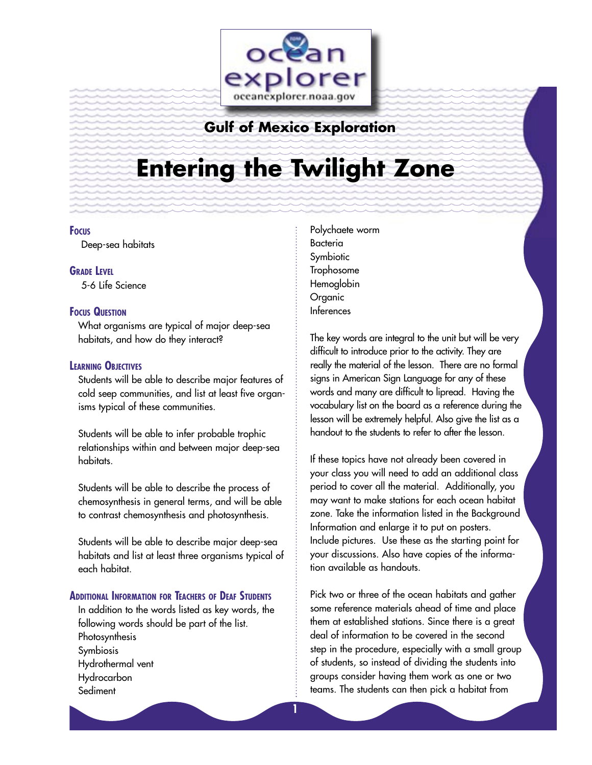ocean explorer

oceanexplorer.noaa.gov

## Gulf of Mexico Exploration

# Entering the Twilight Zone

### Focus

Deep-sea habitats

### Grade Level

5-6 Life Science

### Focus Question

What organisms are typical of major deep-sea habitats, and how do they interact?

### Learning Objectives

Students will be able to describe major features of cold seep communities, and list at least five organisms typical of these communities.

Students will be able to infer probable trophic relationships within and between major deep-sea habitats.

Students will be able to describe the process of chemosynthesis in general terms, and will be able to contrast chemosynthesis and photosynthesis.

Students will be able to describe major deep-sea habitats and list at least three organisms typical of each habitat.

### Additional Information for Teachers of Deaf Students

In addition to the words listed as key words, the following words should be part of the list.

Photosynthesis
Symbiosis
Hydrothermal vent
Hydrocarbon
Sediment
Polychaete worm
Bacteria
Symbiotic
Trophosome
Hemoglobin
Organic
Inferences

The key words are integral to the unit but will be very difficult to introduce prior to the activity. They are really the material of the lesson. There are no formal signs in American Sign Language for any of these words and many are difficult to lipread. Having the vocabulary list on the board as a reference during the lesson will be extremely helpful. Also give the list as a handout to the students to refer to after the lesson.

If these topics have not already been covered in your class you will need to add an additional class period to cover all the material. Additionally, you may want to make stations for each ocean habitat zone. Take the information listed in the Background Information and enlarge it to put on posters. Include pictures. Use these as the starting point for your discussions. Also have copies of the information available as handouts.

Pick two or three of the ocean habitats and gather some reference materials ahead of time and place them at established stations. Since there is a great deal of information to be covered in the second step in the procedure, especially with a small group of students, so instead of dividing the students into groups consider having them work as one or two teams. The students can then pick a habitat from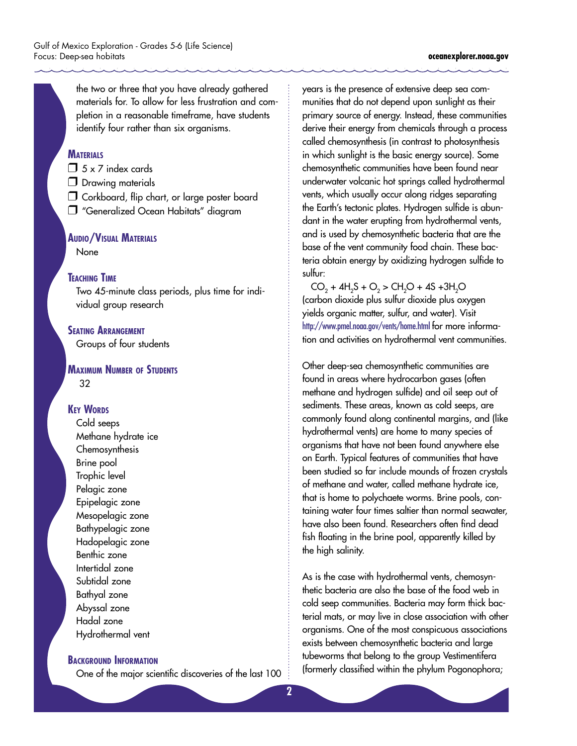the two or three that you have already gathered materials for. To allow for less frustration and completion in a reasonable timeframe, have students identify four rather than six organisms.

## Materials

- ❒ 5 x 7 index cards
- ❒ Drawing materials
- ❒ Corkboard, flip chart, or large poster board
- ❒ "Generalized Ocean Habitats" diagram

## Audio/Visual Materials

None

## Teaching Time

Two 45-minute class periods, plus time for individual group research

## Seating Arrangement

Groups of four students

## Maximum Number of Students

32

## Key Words

Cold seeps
Methane hydrate ice
Chemosynthesis
Brine pool
Trophic level
Pelagic zone
Epipelagic zone
Mesopelagic zone
Bathypelagic zone
Hadopelagic zone
Benthic zone
Intertidal zone
Subtidal zone
Bathyal zone
Abyssal zone
Hadal zone
Hydrothermal vent

## Background Information

One of the major scientific discoveries of the last 100 years is the presence of extensive deep sea communities that do not depend upon sunlight as their primary source of energy. Instead, these communities derive their energy from chemicals through a process called chemosynthesis (in contrast to photosynthesis in which sunlight is the basic energy source). Some chemosynthetic communities have been found near underwater volcanic hot springs called hydrothermal vents, which usually occur along ridges separating the Earth's tectonic plates. Hydrogen sulfide is abundant in the water erupting from hydrothermal vents, and is used by chemosynthetic bacteria that are the base of the vent community food chain. These bacteria obtain energy by oxidizing hydrogen sulfide to sulfur:

$CO_2 + 4H_2S + O_2 > CH_2O + 4S + 3H_2O$
(carbon dioxide plus sulfur dioxide plus oxygen yields organic matter, sulfur, and water). Visit http://www.pmel.noaa.gov/vents/home.html for more information and activities on hydrothermal vent communities.

Other deep-sea chemosynthetic communities are found in areas where hydrocarbon gases (often methane and hydrogen sulfide) and oil seep out of sediments. These areas, known as cold seeps, are commonly found along continental margins, and (like hydrothermal vents) are home to many species of organisms that have not been found anywhere else on Earth. Typical features of communities that have been studied so far include mounds of frozen crystals of methane and water, called methane hydrate ice, that is home to polychaete worms. Brine pools, containing water four times saltier than normal seawater, have also been found. Researchers often find dead fish floating in the brine pool, apparently killed by the high salinity.

As is the case with hydrothermal vents, chemosynthetic bacteria are also the base of the food web in cold seep communities. Bacteria may form thick bacterial mats, or may live in close association with other organisms. One of the most conspicuous associations exists between chemosynthetic bacteria and large tubeworms that belong to the group Vestimentifera (formerly classified within the phylum Pogonophora;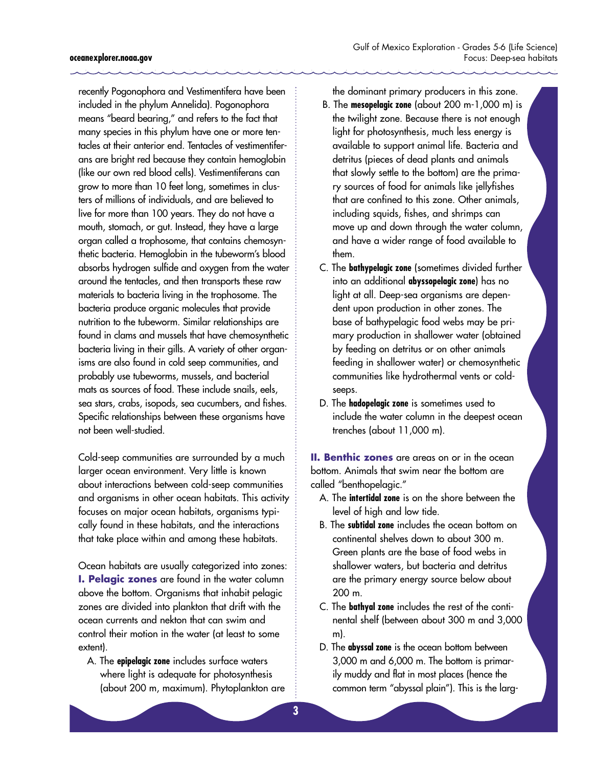recently Pogonophora and Vestimentifera have been included in the phylum Annelida). Pogonophora means "beard bearing," and refers to the fact that many species in this phylum have one or more tentacles at their anterior end. Tentacles of vestimentiferans are bright red because they contain hemoglobin (like our own red blood cells). Vestimentiferans can grow to more than 10 feet long, sometimes in clusters of millions of individuals, and are believed to live for more than 100 years. They do not have a mouth, stomach, or gut. Instead, they have a large organ called a trophosome, that contains chemosynthetic bacteria. Hemoglobin in the tubeworm's blood absorbs hydrogen sulfide and oxygen from the water around the tentacles, and then transports these raw materials to bacteria living in the trophosome. The bacteria produce organic molecules that provide nutrition to the tubeworm. Similar relationships are found in clams and mussels that have chemosynthetic bacteria living in their gills. A variety of other organisms are also found in cold seep communities, and probably use tubeworms, mussels, and bacterial mats as sources of food. These include snails, eels, sea stars, crabs, isopods, sea cucumbers, and fishes. Specific relationships between these organisms have not been well-studied.

Cold-seep communities are surrounded by a much larger ocean environment. Very little is known about interactions between cold-seep communities and organisms in other ocean habitats. This activity focuses on major ocean habitats, organisms typically found in these habitats, and the interactions that take place within and among these habitats.

Ocean habitats are usually categorized into zones:

**I. Pelagic zones** are found in the water column above the bottom. Organisms that inhabit pelagic zones are divided into plankton that drift with the ocean currents and nekton that can swim and control their motion in the water (at least to some extent).

A. The **epipelagic zone** includes surface waters where light is adequate for photosynthesis (about 200 m, maximum). Phytoplankton are the dominant primary producers in this zone.

B. The **mesopelagic zone** (about 200 m-1,000 m) is the twilight zone. Because there is not enough light for photosynthesis, much less energy is available to support animal life. Bacteria and detritus (pieces of dead plants and animals that slowly settle to the bottom) are the primary sources of food for animals like jellyfishes that are confined to this zone. Other animals, including squids, fishes, and shrimps can move up and down through the water column, and have a wider range of food available to them.

C. The **bathypelagic zone** (sometimes divided further into an additional **abyssopelagic zone**) has no light at all. Deep-sea organisms are dependent upon production in other zones. The base of bathypelagic food webs may be primary production in shallower water (obtained by feeding on detritus or on other animals feeding in shallower water) or chemosynthetic communities like hydrothermal vents or cold-seeps.

D. The **hadopelagic zone** is sometimes used to include the water column in the deepest ocean trenches (about 11,000 m).

**II. Benthic zones** are areas on or in the ocean bottom. Animals that swim near the bottom are called "benthopelagic."

A. The **intertidal zone** is on the shore between the level of high and low tide.

B. The **subtidal zone** includes the ocean bottom on continental shelves down to about 300 m. Green plants are the base of food webs in shallower waters, but bacteria and detritus are the primary energy source below about 200 m.

C. The **bathyal zone** includes the rest of the continental shelf (between about 300 m and 3,000 m).

D. The **abyssal zone** is the ocean bottom between 3,000 m and 6,000 m. The bottom is primarily muddy and flat in most places (hence the common term "abyssal plain"). This is the larg-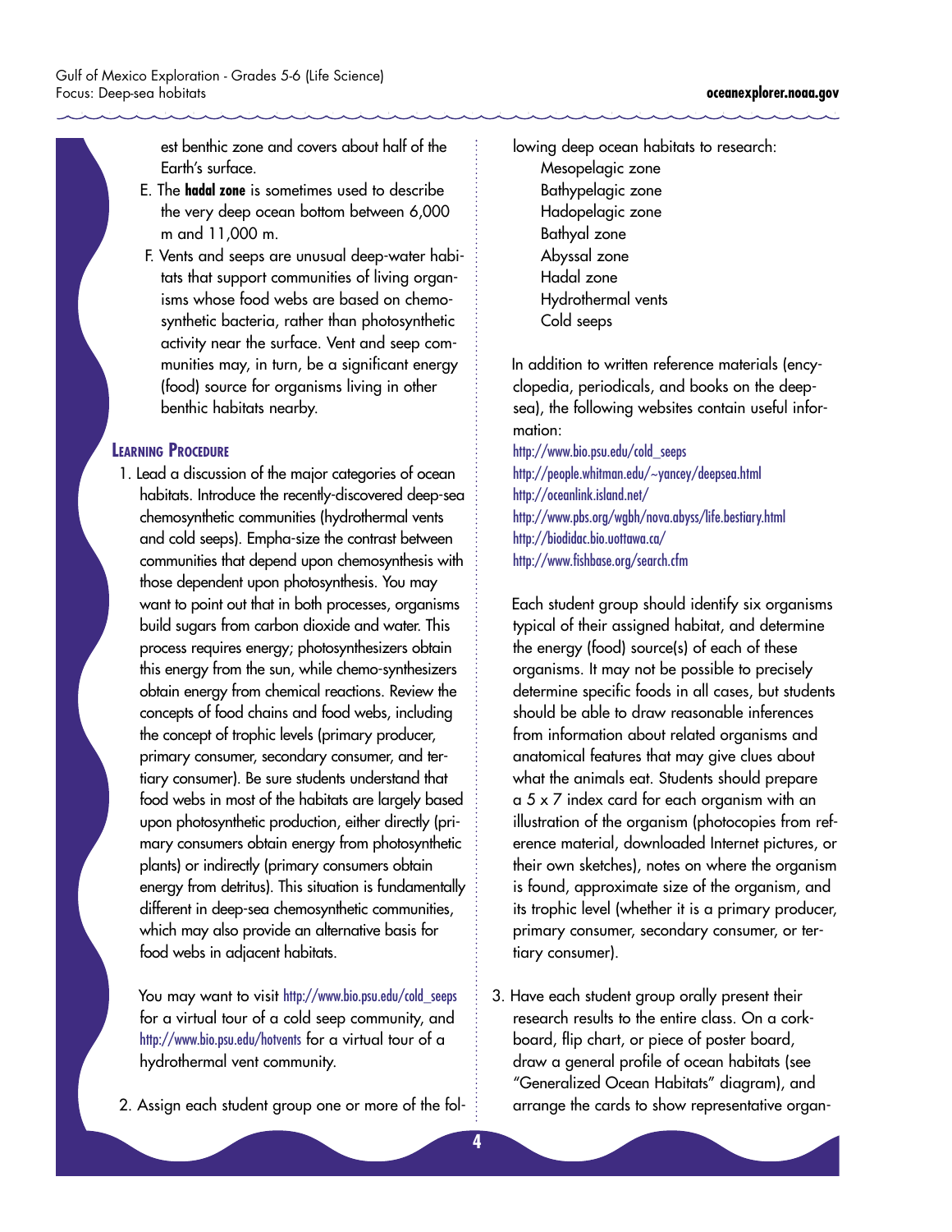est benthic zone and covers about half of the Earth's surface.

E. The **hadal zone** is sometimes used to describe the very deep ocean bottom between 6,000 m and 11,000 m.

F. Vents and seeps are unusual deep-water habitats that support communities of living organisms whose food webs are based on chemosynthetic bacteria, rather than photosynthetic activity near the surface. Vent and seep communities may, in turn, be a significant energy (food) source for organisms living in other benthic habitats nearby.

## Learning Procedure

1. Lead a discussion of the major categories of ocean habitats. Introduce the recently-discovered deep-sea chemosynthetic communities (hydrothermal vents and cold seeps). Empha-size the contrast between communities that depend upon chemosynthesis with those dependent upon photosynthesis. You may want to point out that in both processes, organisms build sugars from carbon dioxide and water. This process requires energy; photosynthesizers obtain this energy from the sun, while chemo-synthesizers obtain energy from chemical reactions. Review the concepts of food chains and food webs, including the concept of trophic levels (primary producer, primary consumer, secondary consumer, and tertiary consumer). Be sure students understand that food webs in most of the habitats are largely based upon photosynthetic production, either directly (primary consumers obtain energy from photosynthetic plants) or indirectly (primary consumers obtain energy from detritus). This situation is fundamentally different in deep-sea chemosynthetic communities, which may also provide an alternative basis for food webs in adjacent habitats.

   You may want to visit http://www.bio.psu.edu/cold_seeps for a virtual tour of a cold seep community, and http://www.bio.psu.edu/hotvents for a virtual tour of a hydrothermal vent community.

2. Assign each student group one or more of the following deep ocean habitats to research:
   - Mesopelagic zone
   - Bathypelagic zone
   - Hadopelagic zone
   - Bathyal zone
   - Abyssal zone
   - Hadal zone
   - Hydrothermal vents
   - Cold seeps

   In addition to written reference materials (encyclopedia, periodicals, and books on the deep-sea), the following websites contain useful information:

   http://www.bio.psu.edu/cold_seeps
   http://people.whitman.edu/~yancey/deepsea.html
   http://oceanlink.island.net/
   http://www.pbs.org/wgbh/nova.abyss/life.bestiary.html
   http://biodidac.bio.uottawa.ca/
   http://www.fishbase.org/search.cfm

   Each student group should identify six organisms typical of their assigned habitat, and determine the energy (food) source(s) of each of these organisms. It may not be possible to precisely determine specific foods in all cases, but students should be able to draw reasonable inferences from information about related organisms and anatomical features that may give clues about what the animals eat. Students should prepare a 5 x 7 index card for each organism with an illustration of the organism (photocopies from reference material, downloaded Internet pictures, or their own sketches), notes on where the organism is found, approximate size of the organism, and its trophic level (whether it is a primary producer, primary consumer, secondary consumer, or tertiary consumer).

3. Have each student group orally present their research results to the entire class. On a corkboard, flip chart, or piece of poster board, draw a general profile of ocean habitats (see "Generalized Ocean Habitats" diagram), and arrange the cards to show representative organ-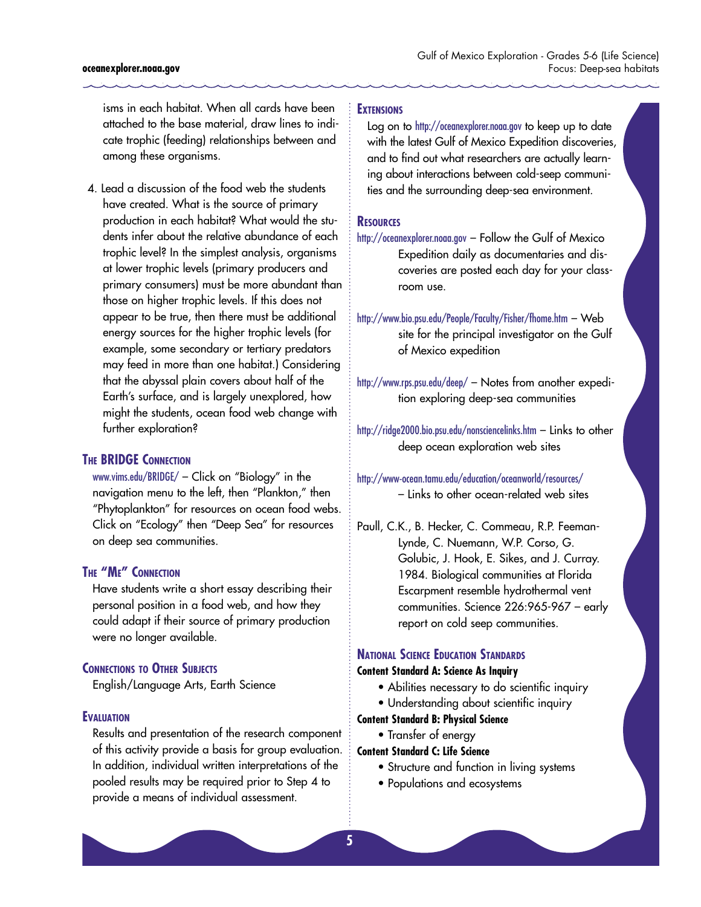isms in each habitat. When all cards have been attached to the base material, draw lines to indicate trophic (feeding) relationships between and among these organisms.

4. Lead a discussion of the food web the students have created. What is the source of primary production in each habitat? What would the students infer about the relative abundance of each trophic level? In the simplest analysis, organisms at lower trophic levels (primary producers and primary consumers) must be more abundant than those on higher trophic levels. If this does not appear to be true, then there must be additional energy sources for the higher trophic levels (for example, some secondary or tertiary predators may feed in more than one habitat.) Considering that the abyssal plain covers about half of the Earth's surface, and is largely unexplored, how might the students, ocean food web change with further exploration?

## The BRIDGE Connection

www.vims.edu/BRIDGE/ – Click on "Biology" in the navigation menu to the left, then "Plankton," then "Phytoplankton" for resources on ocean food webs. Click on "Ecology" then "Deep Sea" for resources on deep sea communities.

## The "Me" Connection

Have students write a short essay describing their personal position in a food web, and how they could adapt if their source of primary production were no longer available.

## Connections to Other Subjects

English/Language Arts, Earth Science

## Evaluation

Results and presentation of the research component of this activity provide a basis for group evaluation. In addition, individual written interpretations of the pooled results may be required prior to Step 4 to provide a means of individual assessment.

## Extensions

Log on to http://oceanexplorer.noaa.gov to keep up to date with the latest Gulf of Mexico Expedition discoveries, and to find out what researchers are actually learning about interactions between cold-seep communities and the surrounding deep-sea environment.

## Resources

http://oceanexplorer.noaa.gov – Follow the Gulf of Mexico Expedition daily as documentaries and discoveries are posted each day for your classroom use.

http://www.bio.psu.edu/People/Faculty/Fisher/fhome.htm – Web site for the principal investigator on the Gulf of Mexico expedition

http://www.rps.psu.edu/deep/ – Notes from another expedition exploring deep-sea communities

http://ridge2000.bio.psu.edu/nonsciencelinks.htm – Links to other deep ocean exploration web sites

http://www-ocean.tamu.edu/education/oceanworld/resources/ – Links to other ocean-related web sites

Paull, C.K., B. Hecker, C. Commeau, R.P. Feeman-Lynde, C. Nuemann, W.P. Corso, G. Golubic, J. Hook, E. Sikes, and J. Curray. 1984. Biological communities at Florida Escarpment resemble hydrothermal vent communities. Science 226:965-967 – early report on cold seep communities.

## National Science Education Standards

**Content Standard A: Science As Inquiry**

- Abilities necessary to do scientific inquiry
- Understanding about scientific inquiry

**Content Standard B: Physical Science**

- Transfer of energy

**Content Standard C: Life Science**

- Structure and function in living systems
- Populations and ecosystems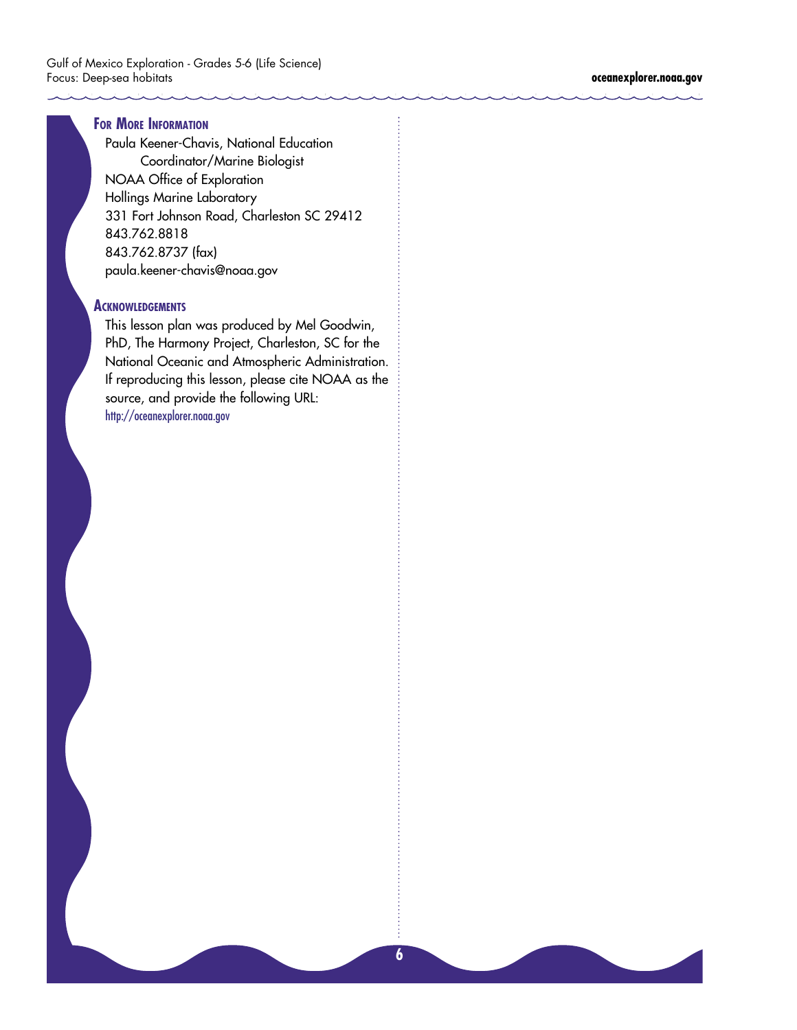## For More Information

Paula Keener-Chavis, National Education Coordinator/Marine Biologist
NOAA Office of Exploration
Hollings Marine Laboratory
331 Fort Johnson Road, Charleston SC 29412
843.762.8818
843.762.8737 (fax)
paula.keener-chavis@noaa.gov

## Acknowledgements

This lesson plan was produced by Mel Goodwin, PhD, The Harmony Project, Charleston, SC for the National Oceanic and Atmospheric Administration. If reproducing this lesson, please cite NOAA as the source, and provide the following URL:
http://oceanexplorer.noaa.gov